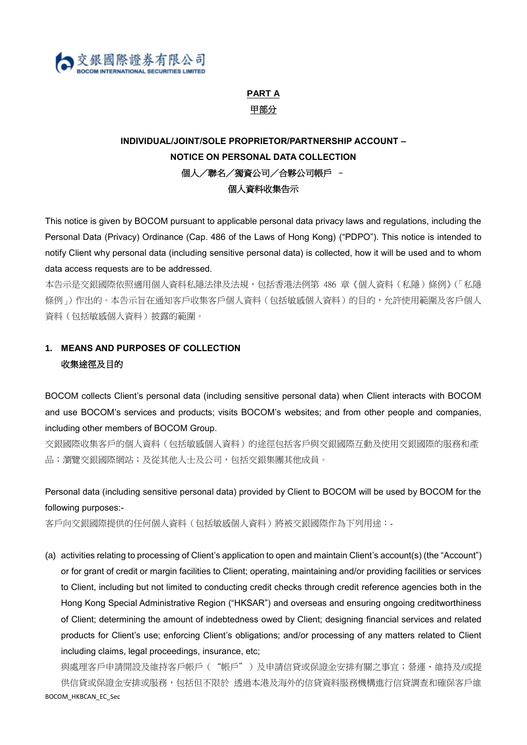交銀國際證券有限公司
BOCOM INTERNATIONAL SECURITIES LIMITED

## PART A
## 甲部分

### INDIVIDUAL/JOINT/SOLE PROPRIETOR/PARTNERSHIP ACCOUNT – NOTICE ON PERSONAL DATA COLLECTION
### 個人／聯名／獨資公司／合夥公司帳戶 – 個人資料收集告示

This notice is given by BOCOM pursuant to applicable personal data privacy laws and regulations, including the Personal Data (Privacy) Ordinance (Cap. 486 of the Laws of Hong Kong) ("PDPO"). This notice is intended to notify Client why personal data (including sensitive personal data) is collected, how it will be used and to whom data access requests are to be addressed.

本告示是交銀國際依照適用個人資料私隱法律及法規，包括香港法例第 486 章《個人資料（私隱）條例》(「私隱條例」) 作出的。本告示旨在通知客戶收集客戶個人資料（包括敏感個人資料）的目的，允許使用範圍及客戶個人資料（包括敏感個人資料）披露的範圍。

**1. MEANS AND PURPOSES OF COLLECTION**
**收集途徑及目的**

BOCOM collects Client's personal data (including sensitive personal data) when Client interacts with BOCOM and use BOCOM's services and products; visits BOCOM's websites; and from other people and companies, including other members of BOCOM Group.

交銀國際收集客戶的個人資料（包括敏感個人資料）的途徑包括客戶與交銀國際互動及使用交銀國際的服務和產品；瀏覽交銀國際網站；及從其他人士及公司，包括交銀集團其他成員。

Personal data (including sensitive personal data) provided by Client to BOCOM will be used by BOCOM for the following purposes:-

客戶向交銀國際提供的任何個人資料（包括敏感個人資料）將被交銀國際作為下列用途：-

(a) activities relating to processing of Client's application to open and maintain Client's account(s) (the "Account") or for grant of credit or margin facilities to Client; operating, maintaining and/or providing facilities or services to Client, including but not limited to conducting credit checks through credit reference agencies both in the Hong Kong Special Administrative Region ("HKSAR") and overseas and ensuring ongoing creditworthiness of Client; determining the amount of indebtedness owed by Client; designing financial services and related products for Client's use; enforcing Client's obligations; and/or processing of any matters related to Client including claims, legal proceedings, insurance, etc;

與處理客戶申請開設及維持客戶帳戶（"帳戶"）及申請信貸或保證金安排有關之事宜；營運、維持及/或提供信貸或保證金安排或服務，包括但不限於 透過本港及海外的信貸資料服務機構進行信貸調查和確保客戶維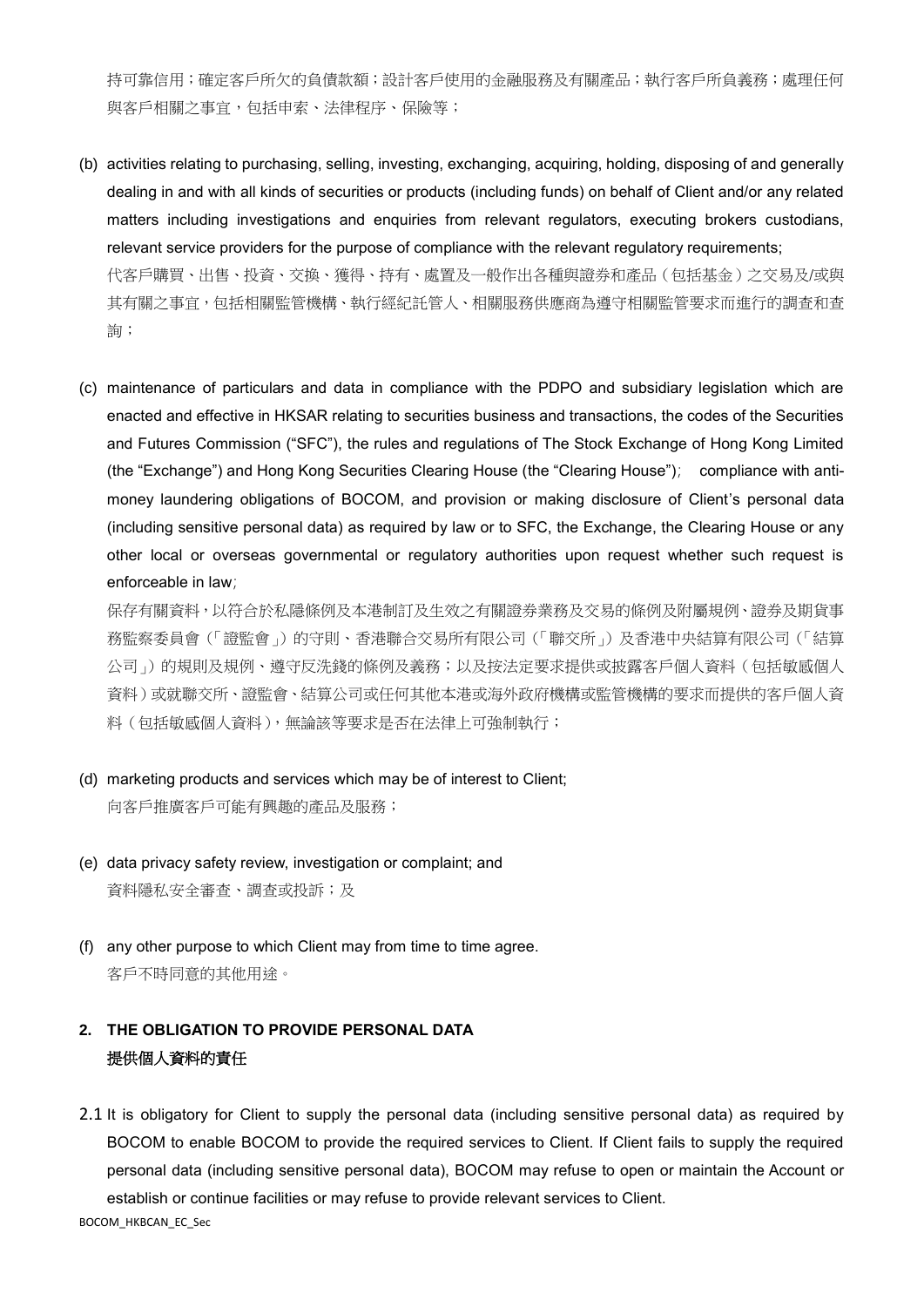持可靠信用；確定客戶所欠的負債款額；設計客戶使用的金融服務及有關產品；執行客戶所負義務；處理任何與客戶相關之事宜，包括申索、法律程序、保險等；

(b) activities relating to purchasing, selling, investing, exchanging, acquiring, holding, disposing of and generally dealing in and with all kinds of securities or products (including funds) on behalf of Client and/or any related matters including investigations and enquiries from relevant regulators, executing brokers custodians, relevant service providers for the purpose of compliance with the relevant regulatory requirements;
代客戶購買、出售、投資、交換、獲得、持有、處置及一般作出各種與證券和產品（包括基金）之交易及/或與其有關之事宜，包括相關監管機構、執行經紀託管人、相關服務供應商為遵守相關監管要求而進行的調查和查詢；

(c) maintenance of particulars and data in compliance with the PDPO and subsidiary legislation which are enacted and effective in HKSAR relating to securities business and transactions, the codes of the Securities and Futures Commission ("SFC"), the rules and regulations of The Stock Exchange of Hong Kong Limited (the "Exchange") and Hong Kong Securities Clearing House (the "Clearing House"); compliance with anti-money laundering obligations of BOCOM, and provision or making disclosure of Client's personal data (including sensitive personal data) as required by law or to SFC, the Exchange, the Clearing House or any other local or overseas governmental or regulatory authorities upon request whether such request is enforceable in law;
保存有關資料，以符合於私隱條例及本港制訂及生效之有關證券業務及交易的條例及附屬規例、證券及期貨事務監察委員會（「證監會」）的守則、香港聯合交易所有限公司（「聯交所」）及香港中央結算有限公司（「結算公司」）的規則及規例、遵守反洗錢的條例及義務；以及按法定要求提供或披露客戶個人資料（包括敏感個人資料）或就聯交所、證監會、結算公司或任何其他本港或海外政府機構或監管機構的要求而提供的客戶個人資料（包括敏感個人資料），無論該等要求是否在法律上可強制執行；

(d) marketing products and services which may be of interest to Client;
向客戶推廣客戶可能有興趣的產品及服務；

(e) data privacy safety review, investigation or complaint; and
資料隱私安全審查、調查或投訴；及

(f) any other purpose to which Client may from time to time agree.
客戶不時同意的其他用途。

## 2. THE OBLIGATION TO PROVIDE PERSONAL DATA
## 提供個人資料的責任

2.1 It is obligatory for Client to supply the personal data (including sensitive personal data) as required by BOCOM to enable BOCOM to provide the required services to Client. If Client fails to supply the required personal data (including sensitive personal data), BOCOM may refuse to open or maintain the Account or establish or continue facilities or may refuse to provide relevant services to Client.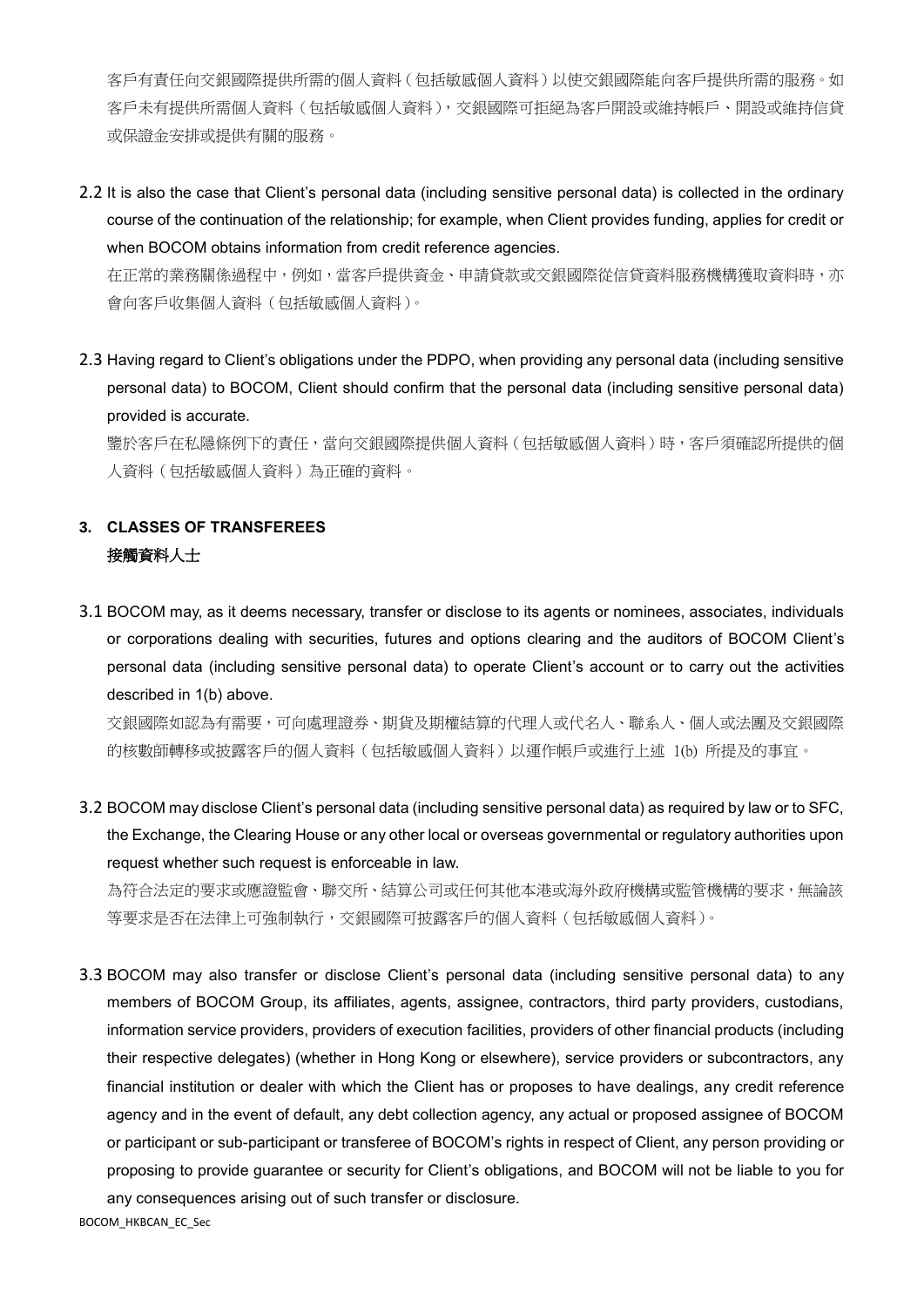客戶有責任向交銀國際提供所需的個人資料（包括敏感個人資料）以使交銀國際能向客戶提供所需的服務。如客戶未有提供所需個人資料（包括敏感個人資料），交銀國際可拒絕為客戶開設或維持帳戶、開設或維持信貸或保證金安排或提供有關的服務。

2.2 It is also the case that Client's personal data (including sensitive personal data) is collected in the ordinary course of the continuation of the relationship; for example, when Client provides funding, applies for credit or when BOCOM obtains information from credit reference agencies.

在正常的業務關係過程中，例如，當客戶提供資金、申請貸款或交銀國際從信貸資料服務機構獲取資料時，亦會向客戶收集個人資料（包括敏感個人資料）。

2.3 Having regard to Client's obligations under the PDPO, when providing any personal data (including sensitive personal data) to BOCOM, Client should confirm that the personal data (including sensitive personal data) provided is accurate.

鑒於客戶在私隱條例下的責任，當向交銀國際提供個人資料（包括敏感個人資料）時，客戶須確認所提供的個人資料（包括敏感個人資料）為正確的資料。

## 3. CLASSES OF TRANSFEREES
## 接觸資料人士

3.1 BOCOM may, as it deems necessary, transfer or disclose to its agents or nominees, associates, individuals or corporations dealing with securities, futures and options clearing and the auditors of BOCOM Client's personal data (including sensitive personal data) to operate Client's account or to carry out the activities described in 1(b) above.

交銀國際如認為有需要，可向處理證券、期貨及期權結算的代理人或代名人、聯系人、個人或法團及交銀國際的核數師轉移或披露客戶的個人資料（包括敏感個人資料）以運作帳戶或進行上述 1(b) 所提及的事宜。

3.2 BOCOM may disclose Client's personal data (including sensitive personal data) as required by law or to SFC, the Exchange, the Clearing House or any other local or overseas governmental or regulatory authorities upon request whether such request is enforceable in law.

為符合法定的要求或應證監會、聯交所、結算公司或任何其他本港或海外政府機構或監管機構的要求，無論該等要求是否在法律上可強制執行，交銀國際可披露客戶的個人資料（包括敏感個人資料）。

3.3 BOCOM may also transfer or disclose Client's personal data (including sensitive personal data) to any members of BOCOM Group, its affiliates, agents, assignee, contractors, third party providers, custodians, information service providers, providers of execution facilities, providers of other financial products (including their respective delegates) (whether in Hong Kong or elsewhere), service providers or subcontractors, any financial institution or dealer with which the Client has or proposes to have dealings, any credit reference agency and in the event of default, any debt collection agency, any actual or proposed assignee of BOCOM or participant or sub-participant or transferee of BOCOM's rights in respect of Client, any person providing or proposing to provide guarantee or security for Client's obligations, and BOCOM will not be liable to you for any consequences arising out of such transfer or disclosure.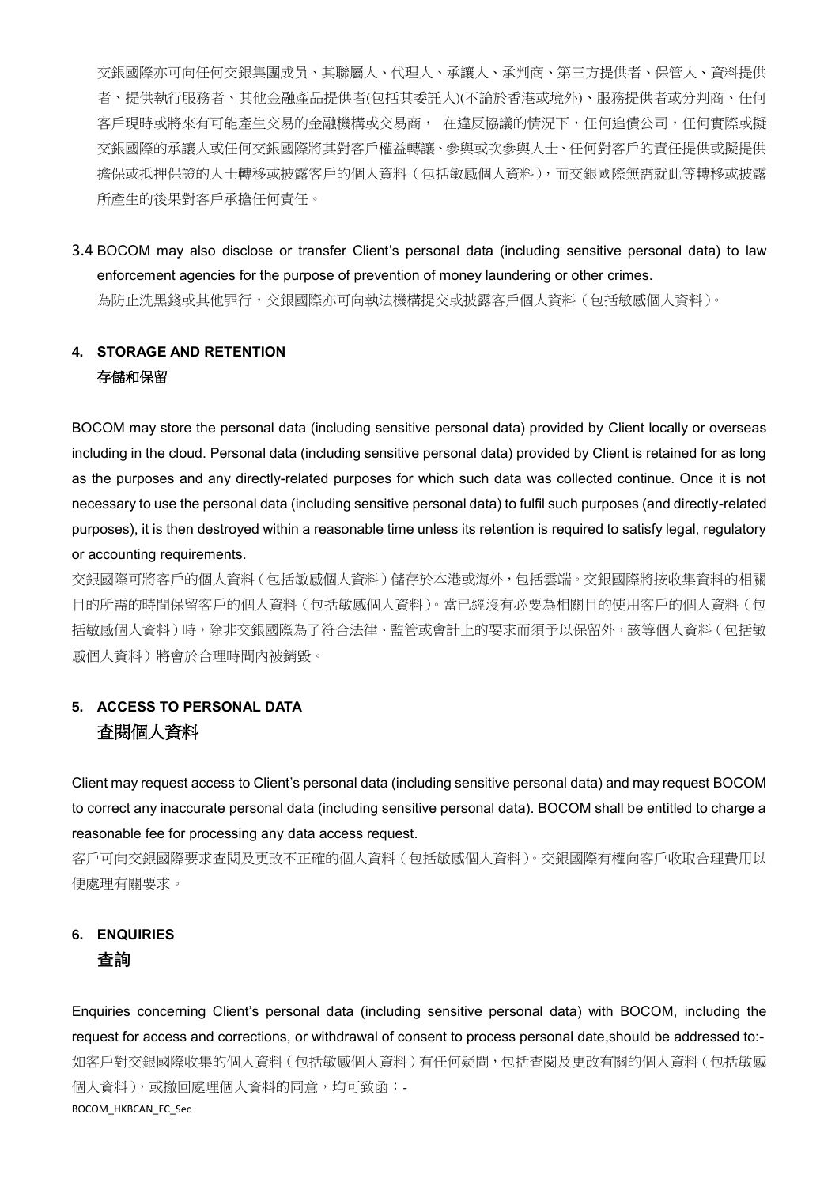交銀國際亦可向任何交銀集團成员、其聯屬人、代理人、承讓人、承判商、第三方提供者、保管人、資料提供者、提供執行服務者、其他金融產品提供者(包括其委託人)(不論於香港或境外)、服務提供者或分判商、任何客戶現時或將來有可能產生交易的金融機構或交易商， 在違反協議的情況下，任何追債公司，任何實際或擬交銀國際的承讓人或任何交銀國際將其對客戶權益轉讓、參與或次參與人士、任何對客戶的責任提供或擬提供擔保或抵押保證的人士轉移或披露客戶的個人資料（包括敏感個人資料），而交銀國際無需就此等轉移或披露所產生的後果對客戶承擔任何責任。

3.4 BOCOM may also disclose or transfer Client's personal data (including sensitive personal data) to law enforcement agencies for the purpose of prevention of money laundering or other crimes.
為防止洗黑錢或其他罪行，交銀國際亦可向執法機構提交或披露客戶個人資料（包括敏感個人資料）。

## 4. STORAGE AND RETENTION
## 存儲和保留

BOCOM may store the personal data (including sensitive personal data) provided by Client locally or overseas including in the cloud. Personal data (including sensitive personal data) provided by Client is retained for as long as the purposes and any directly-related purposes for which such data was collected continue. Once it is not necessary to use the personal data (including sensitive personal data) to fulfil such purposes (and directly-related purposes), it is then destroyed within a reasonable time unless its retention is required to satisfy legal, regulatory or accounting requirements.

交銀國際可將客戶的個人資料（包括敏感個人資料）儲存於本港或海外，包括雲端。交銀國際將按收集資料的相關目的所需的時間保留客戶的個人資料（包括敏感個人資料）。當已經沒有必要為相關目的使用客戶的個人資料（包括敏感個人資料）時，除非交銀國際為了符合法律、監管或會計上的要求而須予以保留外，該等個人資料（包括敏感個人資料）將會於合理時間內被銷毀。

## 5. ACCESS TO PERSONAL DATA
## 查閱個人資料

Client may request access to Client's personal data (including sensitive personal data) and may request BOCOM to correct any inaccurate personal data (including sensitive personal data). BOCOM shall be entitled to charge a reasonable fee for processing any data access request.

客戶可向交銀國際要求查閱及更改不正確的個人資料（包括敏感個人資料）。交銀國際有權向客戶收取合理費用以便處理有關要求。

## 6. ENQUIRIES
## 查詢

Enquiries concerning Client's personal data (including sensitive personal data) with BOCOM, including the request for access and corrections, or withdrawal of consent to process personal date,should be addressed to:-

如客戶對交銀國際收集的個人資料（包括敏感個人資料）有任何疑問，包括查閱及更改有關的個人資料（包括敏感個人資料），或撤回處理個人資料的同意，均可致函：-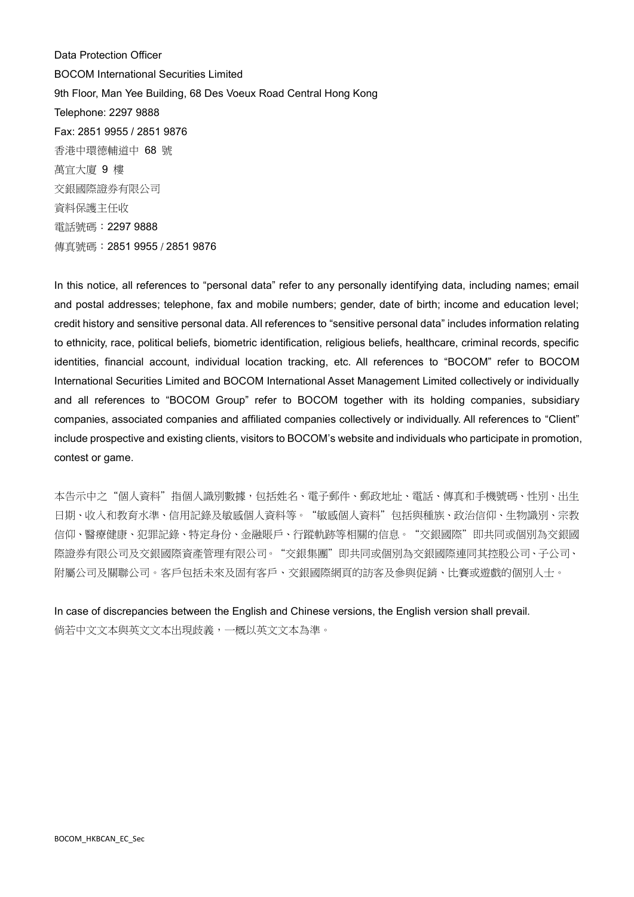Data Protection Officer
BOCOM International Securities Limited
9th Floor, Man Yee Building, 68 Des Voeux Road Central Hong Kong
Telephone: 2297 9888
Fax: 2851 9955 / 2851 9876
香港中環德輔道中 68 號
萬宜大廈 9 樓
交銀國際證券有限公司
資料保護主任收
電話號碼：2297 9888
傳真號碼：2851 9955 / 2851 9876

In this notice, all references to "personal data" refer to any personally identifying data, including names; email and postal addresses; telephone, fax and mobile numbers; gender, date of birth; income and education level; credit history and sensitive personal data. All references to "sensitive personal data" includes information relating to ethnicity, race, political beliefs, biometric identification, religious beliefs, healthcare, criminal records, specific identities, financial account, individual location tracking, etc. All references to "BOCOM" refer to BOCOM International Securities Limited and BOCOM International Asset Management Limited collectively or individually and all references to "BOCOM Group" refer to BOCOM together with its holding companies, subsidiary companies, associated companies and affiliated companies collectively or individually. All references to "Client" include prospective and existing clients, visitors to BOCOM's website and individuals who participate in promotion, contest or game.

本告示中之"個人資料"指個人識別數據，包括姓名、電子郵件、郵政地址、電話、傳真和手機號碼、性別、出生日期、收入和教育水準、信用記錄及敏感個人資料等。"敏感個人資料"包括與種族、政治信仰、生物識別、宗教信仰、醫療健康、犯罪記錄、特定身份、金融賬戶、行蹤軌跡等相關的信息。"交銀國際"即共同或個別為交銀國際證券有限公司及交銀國際資產管理有限公司。"交銀集團"即共同或個別為交銀國際連同其控股公司、子公司、附屬公司及關聯公司。客戶包括未來及固有客戶、交銀國際網頁的訪客及參與促銷、比賽或遊戲的個別人士。

In case of discrepancies between the English and Chinese versions, the English version shall prevail.
倘若中文文本與英文文本出現歧義，一概以英文文本為準。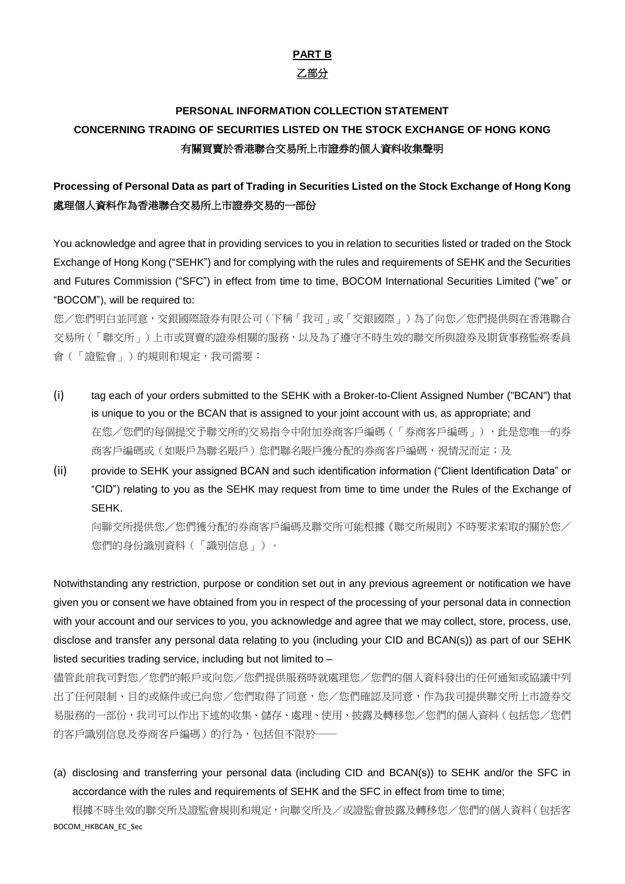# PART B

# 乙部分

## PERSONAL INFORMATION COLLECTION STATEMENT
## CONCERNING TRADING OF SECURITIES LISTED ON THE STOCK EXCHANGE OF HONG KONG
## 有關買賣於香港聯合交易所上市證券的個人資料收集聲明

### Processing of Personal Data as part of Trading in Securities Listed on the Stock Exchange of Hong Kong
### 處理個人資料作為香港聯合交易所上市證券交易的一部份

You acknowledge and agree that in providing services to you in relation to securities listed or traded on the Stock Exchange of Hong Kong ("SEHK") and for complying with the rules and requirements of SEHK and the Securities and Futures Commission ("SFC") in effect from time to time, BOCOM International Securities Limited ("we" or "BOCOM"), will be required to:

您／您們明白並同意，交銀國際證券有限公司（下稱「我司」或「交銀國際」）為了向您／您們提供與在香港聯合交易所（「聯交所」）上市或買賣的證券相關的服務，以及為了遵守不時生效的聯交所與證券及期貨事務監察委員會（「證監會」）的規則和規定，我司需要：

(i) tag each of your orders submitted to the SEHK with a Broker-to-Client Assigned Number ("BCAN") that is unique to you or the BCAN that is assigned to your joint account with us, as appropriate; and
在您／您們的每個提交予聯交所的交易指令中附加券商客戶編碼（「券商客戶編碼」），此是您唯一的券商客戶編碼或（如賬戶為聯名賬戶）您們聯名賬戶獲分配的券商客戶編碼，視情況而定；及

(ii) provide to SEHK your assigned BCAN and such identification information ("Client Identification Data" or "CID") relating to you as the SEHK may request from time to time under the Rules of the Exchange of SEHK.
向聯交所提供您／您們獲分配的券商客戶編碼及聯交所可能根據《聯交所規則》不時要求索取的關於您／您們的身份識別資料（「識別信息」）。

Notwithstanding any restriction, purpose or condition set out in any previous agreement or notification we have given you or consent we have obtained from you in respect of the processing of your personal data in connection with your account and our services to you, you acknowledge and agree that we may collect, store, process, use, disclose and transfer any personal data relating to you (including your CID and BCAN(s)) as part of our SEHK listed securities trading service, including but not limited to –

儘管此前我司對您／您們的帳戶或向您／您們提供服務時就處理您／您們的個人資料發出的任何通知或協議中列出了任何限制、目的或條件或已向您／您們取得了同意，您／您們確認及同意，作為我司提供聯交所上市證券交易服務的一部份，我司可以作出下述的收集、儲存、處理、使用、披露及轉移您／您們的個人資料（包括您／您們的客戶識別信息及券商客戶編碼）的行為，包括但不限於——

(a) disclosing and transferring your personal data (including CID and BCAN(s)) to SEHK and/or the SFC in accordance with the rules and requirements of SEHK and the SFC in effect from time to time;
根據不時生效的聯交所及證監會規則和規定，向聯交所及／或證監會披露及轉移您／您們的個人資料（包括客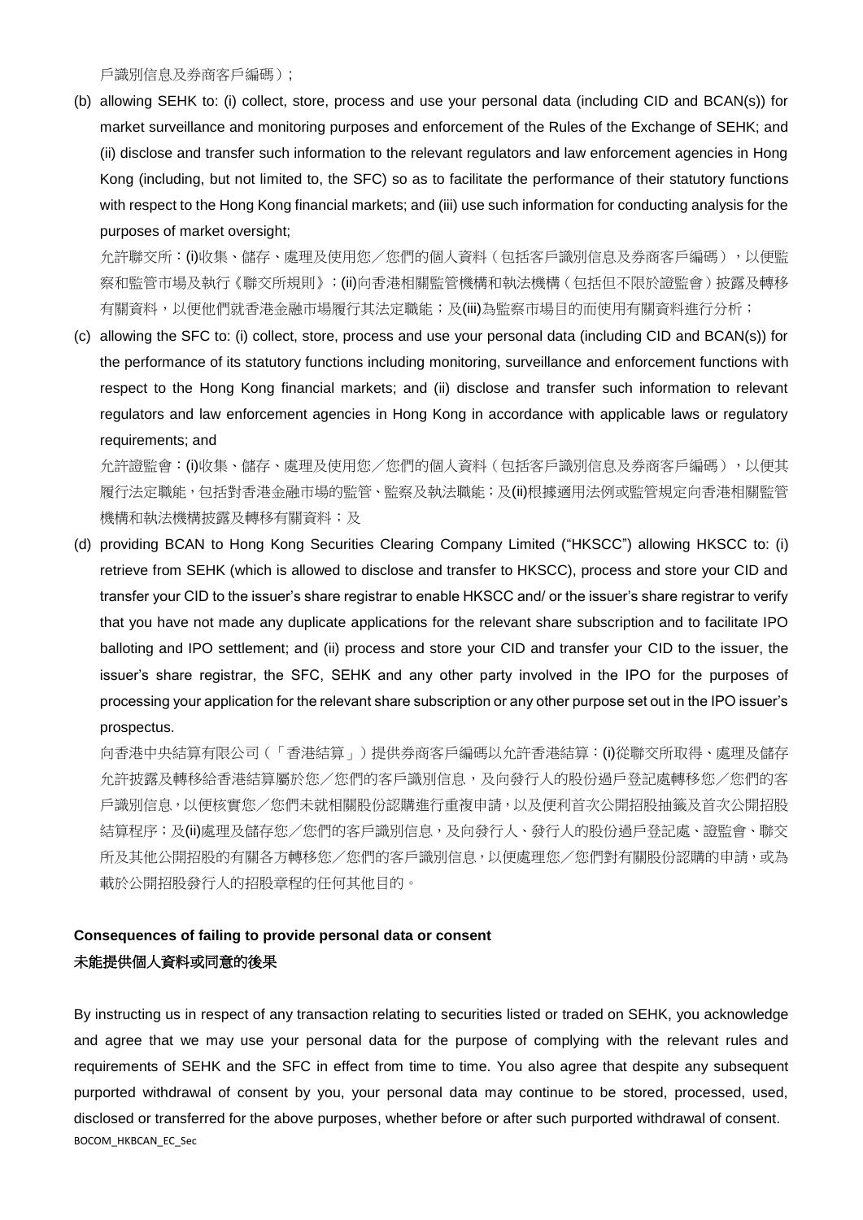戶識別信息及券商客戶編碼）；

(b) allowing SEHK to: (i) collect, store, process and use your personal data (including CID and BCAN(s)) for market surveillance and monitoring purposes and enforcement of the Rules of the Exchange of SEHK; and (ii) disclose and transfer such information to the relevant regulators and law enforcement agencies in Hong Kong (including, but not limited to, the SFC) so as to facilitate the performance of their statutory functions with respect to the Hong Kong financial markets; and (iii) use such information for conducting analysis for the purposes of market oversight;

允許聯交所：(i)收集、儲存、處理及使用您／您們的個人資料（包括客戶識別信息及券商客戶編碼），以便監察和監管市場及執行《聯交所規則》；(ii)向香港相關監管機構和執法機構（包括但不限於證監會）披露及轉移有關資料，以便他們就香港金融市場履行其法定職能；及(iii)為監察市場目的而使用有關資料進行分析；

(c) allowing the SFC to: (i) collect, store, process and use your personal data (including CID and BCAN(s)) for the performance of its statutory functions including monitoring, surveillance and enforcement functions with respect to the Hong Kong financial markets; and (ii) disclose and transfer such information to relevant regulators and law enforcement agencies in Hong Kong in accordance with applicable laws or regulatory requirements; and

允許證監會：(i)收集、儲存、處理及使用您／您們的個人資料（包括客戶識別信息及券商客戶編碼），以便其履行法定職能，包括對香港金融市場的監管、監察及執法職能；及(ii)根據適用法例或監管規定向香港相關監管機構和執法機構披露及轉移有關資料；及

(d) providing BCAN to Hong Kong Securities Clearing Company Limited ("HKSCC") allowing HKSCC to: (i) retrieve from SEHK (which is allowed to disclose and transfer to HKSCC), process and store your CID and transfer your CID to the issuer's share registrar to enable HKSCC and/ or the issuer's share registrar to verify that you have not made any duplicate applications for the relevant share subscription and to facilitate IPO balloting and IPO settlement; and (ii) process and store your CID and transfer your CID to the issuer, the issuer's share registrar, the SFC, SEHK and any other party involved in the IPO for the purposes of processing your application for the relevant share subscription or any other purpose set out in the IPO issuer's prospectus.

向香港中央結算有限公司（「香港結算」）提供券商客戶編碼以允許香港結算：(i)從聯交所取得、處理及儲存允許披露及轉移給香港結算屬於您／您們的客戶識別信息，及向發行人的股份過戶登記處轉移您／您們的客戶識別信息，以便核實您／您們未就相關股份認購進行重複申請，以及便利首次公開招股抽籤及首次公開招股結算程序；及(ii)處理及儲存您／您們的客戶識別信息，及向發行人、發行人的股份過戶登記處、證監會、聯交所及其他公開招股的有關各方轉移您／您們的客戶識別信息，以便處理您／您們對有關股份認購的申請，或為載於公開招股發行人的招股章程的任何其他目的。

**Consequences of failing to provide personal data or consent**
**未能提供個人資料或同意的後果**

By instructing us in respect of any transaction relating to securities listed or traded on SEHK, you acknowledge and agree that we may use your personal data for the purpose of complying with the relevant rules and requirements of SEHK and the SFC in effect from time to time. You also agree that despite any subsequent purported withdrawal of consent by you, your personal data may continue to be stored, processed, used, disclosed or transferred for the above purposes, whether before or after such purported withdrawal of consent.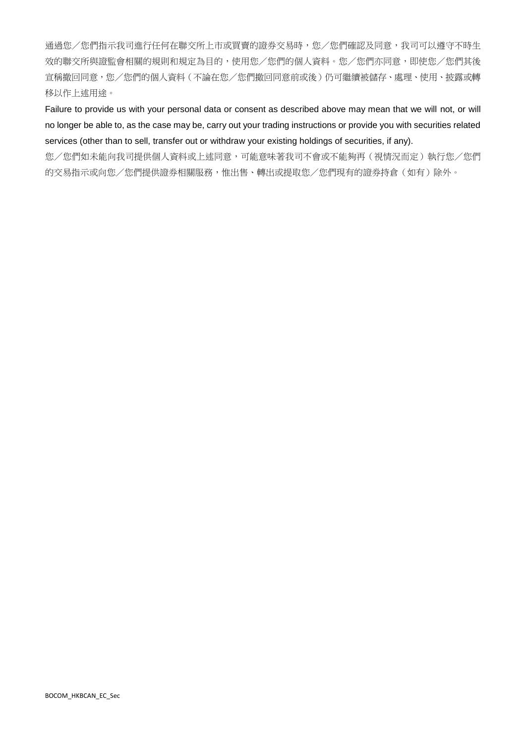通過您／您們指示我司進行任何在聯交所上市或買賣的證券交易時，您／您們確認及同意，我司可以遵守不時生效的聯交所與證監會相關的規則和規定為目的，使用您／您們的個人資料。您／您們亦同意，即使您／您們其後宣稱撤回同意，您／您們的個人資料（不論在您／您們撤回同意前或後）仍可繼續被儲存、處理、使用、披露或轉移以作上述用途。

Failure to provide us with your personal data or consent as described above may mean that we will not, or will no longer be able to, as the case may be, carry out your trading instructions or provide you with securities related services (other than to sell, transfer out or withdraw your existing holdings of securities, if any).

您／您們如未能向我司提供個人資料或上述同意，可能意味著我司不會或不能夠再（視情況而定）執行您／您們的交易指示或向您／您們提供證券相關服務，惟出售、轉出或提取您／您們現有的證券持倉（如有）除外。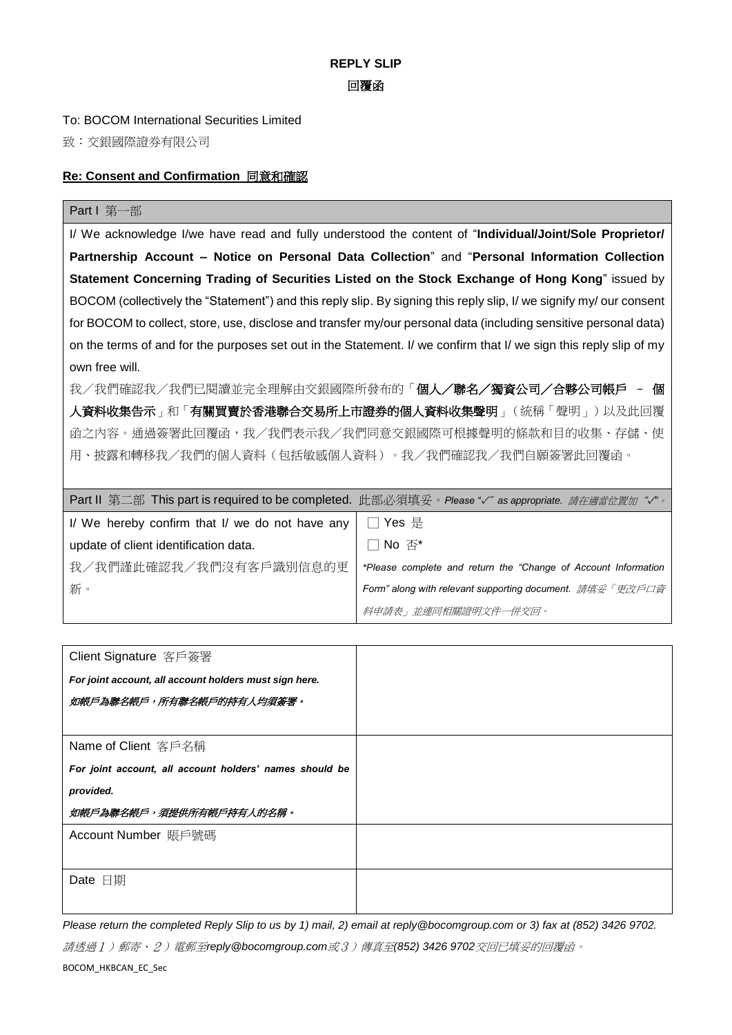**REPLY SLIP**

**回覆函**

To: BOCOM International Securities Limited

致：交銀國際證券有限公司

**Re: Consent and Confirmation 同意和確認**

| Part I 第一部 |
|---|
| I/ We acknowledge I/we have read and fully understood the content of "**Individual/Joint/Sole Proprietor/ Partnership Account – Notice on Personal Data Collection**" and "**Personal Information Collection Statement Concerning Trading of Securities Listed on the Stock Exchange of Hong Kong**" issued by BOCOM (collectively the "Statement") and this reply slip. By signing this reply slip, I/ we signify my/ our consent for BOCOM to collect, store, use, disclose and transfer my/our personal data (including sensitive personal data) on the terms of and for the purposes set out in the Statement. I/ we confirm that I/ we sign this reply slip of my own free will.<br>我／我們確認我／我們已閱讀並完全理解由交銀國際所發布的「**個人／聯名／獨資公司／合夥公司帳戶 – 個人資料收集告示**」和「**有關買賣於香港聯合交易所上市證券的個人資料收集聲明**」（統稱「聲明」）以及此回覆函之內容。通過簽署此回覆函，我／我們表示我／我們同意交銀國際可根據聲明的條款和目的收集、存儲、使用、披露和轉移我／我們的個人資料（包括敏感個人資料）。我／我們確認我／我們自願簽署此回覆函。 |

| Part II 第二部 This part is required to be completed. 此部必須填妥。*Please "✓" as appropriate. 請在適當位置加"✓"。* | |
|---|---|
| I/ We hereby confirm that I/ we do not have any update of client identification data.<br>我／我們謹此確認我／我們沒有客戶識別信息的更新。 | ☐ Yes 是<br>☐ No 否*<br>*\*Please complete and return the "Change of Account Information Form" along with relevant supporting document. 請填妥「更改戶口資料申請表」並連同相關證明文件一併交回。* |

| | |
|---|---|
| Client Signature 客戶簽署<br>***For joint account, all account holders must sign here.***<br>***如帳戶為聯名帳戶，所有聯名帳戶的持有人均須簽署。*** | |
| Name of Client 客戶名稱<br>***For joint account, all account holders' names should be provided.***<br>***如帳戶為聯名帳戶，須提供所有帳戶持有人的名稱。*** | |
| Account Number 賬戶號碼 | |
| Date 日期 | |

*Please return the completed Reply Slip to us by 1) mail, 2) email at reply@bocomgroup.com or 3) fax at (852) 3426 9702.*

*請透過1）郵寄、2）電郵至reply@bocomgroup.com或3）傳真至(852) 3426 9702交回已填妥的回覆函。*

BOCOM_HKBCAN_EC_Sec